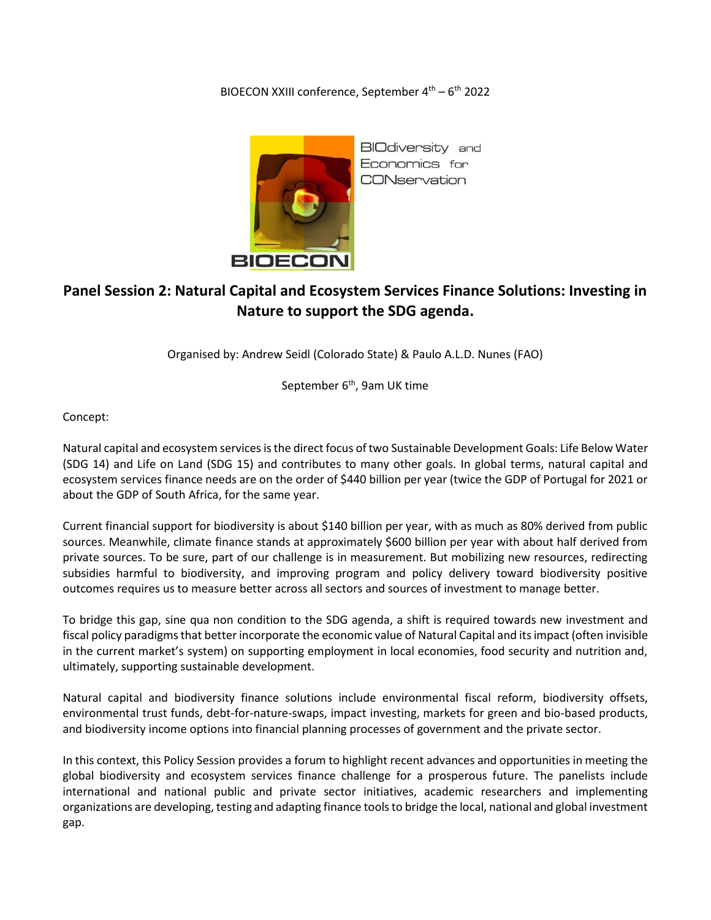BIOECON XXIII conference, September 4th – 6th 2022

BIOdiversity and Economics for CONservation

BIOECON

# Panel Session 2: Natural Capital and Ecosystem Services Finance Solutions: Investing in Nature to support the SDG agenda.

Organised by: Andrew Seidl (Colorado State) & Paulo A.L.D. Nunes (FAO)

September 6th, 9am UK time

Concept:

Natural capital and ecosystem services is the direct focus of two Sustainable Development Goals: Life Below Water (SDG 14) and Life on Land (SDG 15) and contributes to many other goals. In global terms, natural capital and ecosystem services finance needs are on the order of $440 billion per year (twice the GDP of Portugal for 2021 or about the GDP of South Africa, for the same year.

Current financial support for biodiversity is about $140 billion per year, with as much as 80% derived from public sources. Meanwhile, climate finance stands at approximately $600 billion per year with about half derived from private sources. To be sure, part of our challenge is in measurement. But mobilizing new resources, redirecting subsidies harmful to biodiversity, and improving program and policy delivery toward biodiversity positive outcomes requires us to measure better across all sectors and sources of investment to manage better.

To bridge this gap, sine qua non condition to the SDG agenda, a shift is required towards new investment and fiscal policy paradigms that better incorporate the economic value of Natural Capital and its impact (often invisible in the current market's system) on supporting employment in local economies, food security and nutrition and, ultimately, supporting sustainable development.

Natural capital and biodiversity finance solutions include environmental fiscal reform, biodiversity offsets, environmental trust funds, debt-for-nature-swaps, impact investing, markets for green and bio-based products, and biodiversity income options into financial planning processes of government and the private sector.

In this context, this Policy Session provides a forum to highlight recent advances and opportunities in meeting the global biodiversity and ecosystem services finance challenge for a prosperous future. The panelists include international and national public and private sector initiatives, academic researchers and implementing organizations are developing, testing and adapting finance tools to bridge the local, national and global investment gap.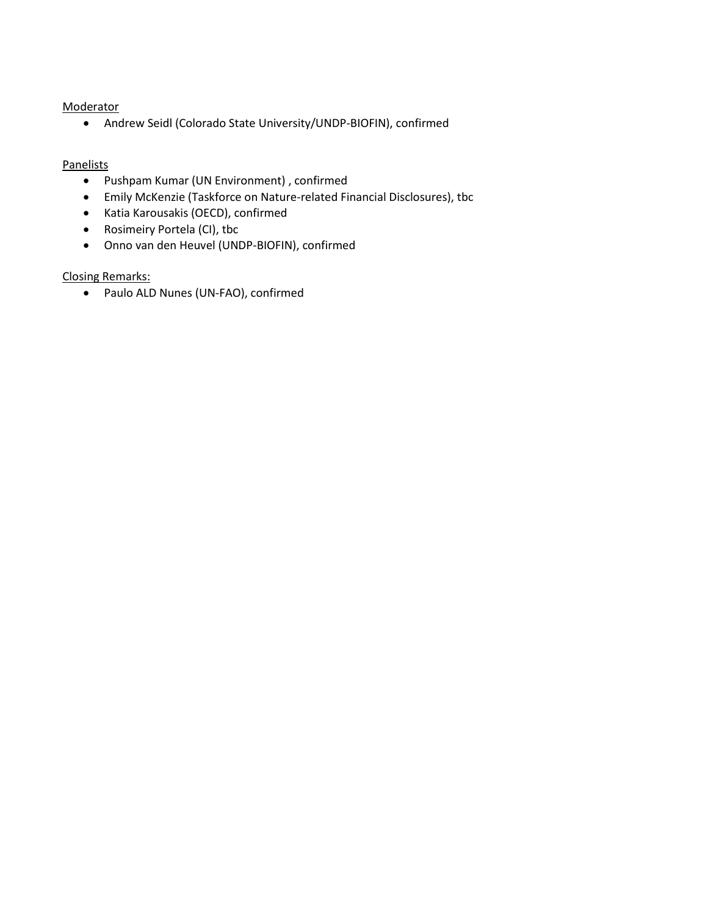<u>Moderator</u>

- Andrew Seidl (Colorado State University/UNDP-BIOFIN), confirmed

<u>Panelists</u>

- Pushpam Kumar (UN Environment) , confirmed
- Emily McKenzie (Taskforce on Nature-related Financial Disclosures), tbc
- Katia Karousakis (OECD), confirmed
- Rosimeiry Portela (CI), tbc
- Onno van den Heuvel (UNDP-BIOFIN), confirmed

<u>Closing Remarks:</u>

- Paulo ALD Nunes (UN-FAO), confirmed